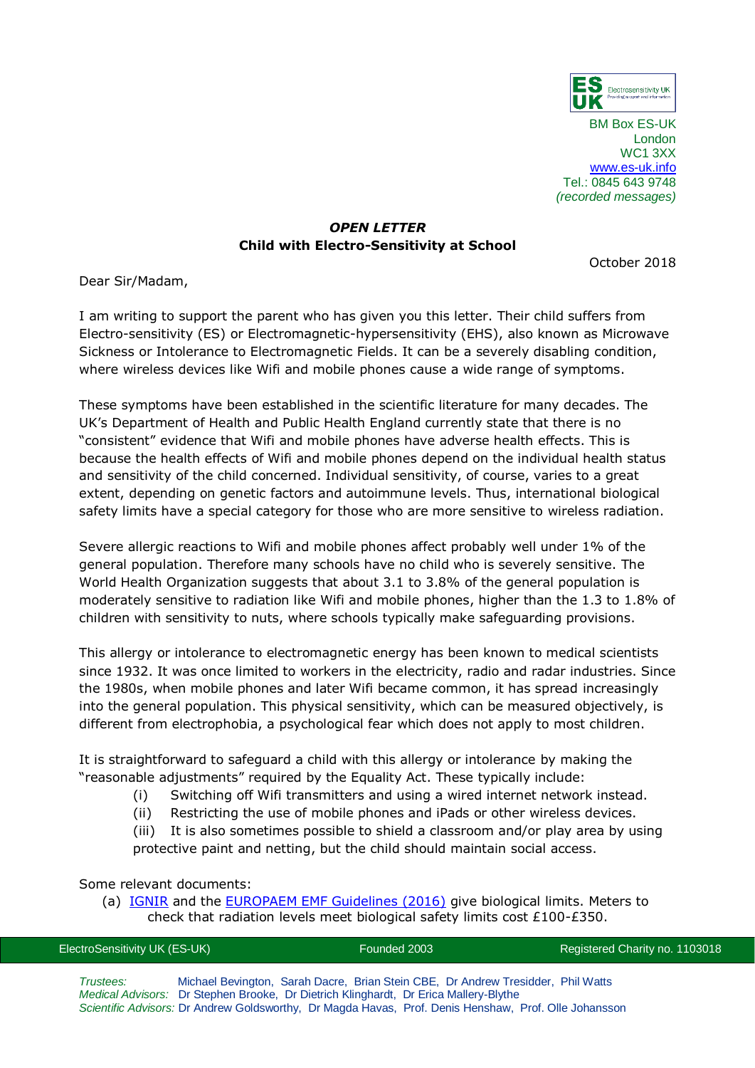ES UK Electrosensitivity UK

BM Box ES-UK
London
WC1 3XX
www.es-uk.info
Tel.: 0845 643 9748
*(recorded messages)*

### *OPEN LETTER*
### Child with Electro-Sensitivity at School

October 2018

Dear Sir/Madam,

I am writing to support the parent who has given you this letter. Their child suffers from Electro-sensitivity (ES) or Electromagnetic-hypersensitivity (EHS), also known as Microwave Sickness or Intolerance to Electromagnetic Fields. It can be a severely disabling condition, where wireless devices like Wifi and mobile phones cause a wide range of symptoms.

These symptoms have been established in the scientific literature for many decades. The UK's Department of Health and Public Health England currently state that there is no "consistent" evidence that Wifi and mobile phones have adverse health effects. This is because the health effects of Wifi and mobile phones depend on the individual health status and sensitivity of the child concerned. Individual sensitivity, of course, varies to a great extent, depending on genetic factors and autoimmune levels. Thus, international biological safety limits have a special category for those who are more sensitive to wireless radiation.

Severe allergic reactions to Wifi and mobile phones affect probably well under 1% of the general population. Therefore many schools have no child who is severely sensitive. The World Health Organization suggests that about 3.1 to 3.8% of the general population is moderately sensitive to radiation like Wifi and mobile phones, higher than the 1.3 to 1.8% of children with sensitivity to nuts, where schools typically make safeguarding provisions.

This allergy or intolerance to electromagnetic energy has been known to medical scientists since 1932. It was once limited to workers in the electricity, radio and radar industries. Since the 1980s, when mobile phones and later Wifi became common, it has spread increasingly into the general population. This physical sensitivity, which can be measured objectively, is different from electrophobia, a psychological fear which does not apply to most children.

It is straightforward to safeguard a child with this allergy or intolerance by making the "reasonable adjustments" required by the Equality Act. These typically include:

- (i) Switching off Wifi transmitters and using a wired internet network instead.
- (ii) Restricting the use of mobile phones and iPads or other wireless devices.
- (iii) It is also sometimes possible to shield a classroom and/or play area by using protective paint and netting, but the child should maintain social access.

Some relevant documents:

- (a) IGNIR and the EUROPAEM EMF Guidelines (2016) give biological limits. Meters to check that radiation levels meet biological safety limits cost £100-£350.

ElectroSensitivity UK (ES-UK) | Founded 2003 | Registered Charity no. 1103018

*Trustees:* Michael Bevington, Sarah Dacre, Brian Stein CBE, Dr Andrew Tresidder, Phil Watts
*Medical Advisors:* Dr Stephen Brooke, Dr Dietrich Klinghardt, Dr Erica Mallery-Blythe
*Scientific Advisors:* Dr Andrew Goldsworthy, Dr Magda Havas, Prof. Denis Henshaw, Prof. Olle Johansson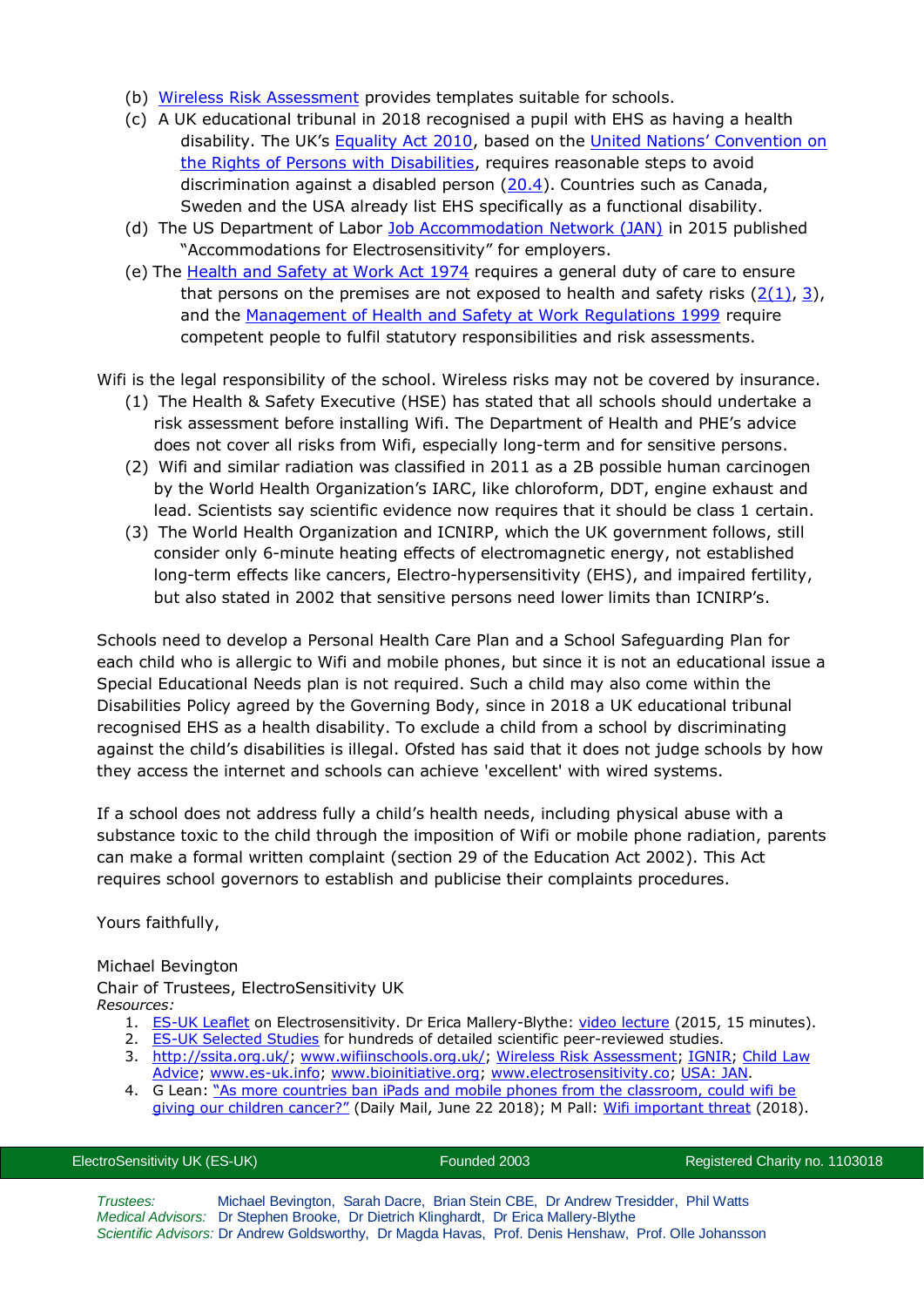(b) Wireless Risk Assessment provides templates suitable for schools.

(c) A UK educational tribunal in 2018 recognised a pupil with EHS as having a health disability. The UK's Equality Act 2010, based on the United Nations' Convention on the Rights of Persons with Disabilities, requires reasonable steps to avoid discrimination against a disabled person (20.4). Countries such as Canada, Sweden and the USA already list EHS specifically as a functional disability.

(d) The US Department of Labor Job Accommodation Network (JAN) in 2015 published "Accommodations for Electrosensitivity" for employers.

(e) The Health and Safety at Work Act 1974 requires a general duty of care to ensure that persons on the premises are not exposed to health and safety risks (2(1), 3), and the Management of Health and Safety at Work Regulations 1999 require competent people to fulfil statutory responsibilities and risk assessments.

Wifi is the legal responsibility of the school. Wireless risks may not be covered by insurance.

(1) The Health & Safety Executive (HSE) has stated that all schools should undertake a risk assessment before installing Wifi. The Department of Health and PHE's advice does not cover all risks from Wifi, especially long-term and for sensitive persons.

(2) Wifi and similar radiation was classified in 2011 as a 2B possible human carcinogen by the World Health Organization's IARC, like chloroform, DDT, engine exhaust and lead. Scientists say scientific evidence now requires that it should be class 1 certain.

(3) The World Health Organization and ICNIRP, which the UK government follows, still consider only 6-minute heating effects of electromagnetic energy, not established long-term effects like cancers, Electro-hypersensitivity (EHS), and impaired fertility, but also stated in 2002 that sensitive persons need lower limits than ICNIRP's.

Schools need to develop a Personal Health Care Plan and a School Safeguarding Plan for each child who is allergic to Wifi and mobile phones, but since it is not an educational issue a Special Educational Needs plan is not required. Such a child may also come within the Disabilities Policy agreed by the Governing Body, since in 2018 a UK educational tribunal recognised EHS as a health disability. To exclude a child from a school by discriminating against the child's disabilities is illegal. Ofsted has said that it does not judge schools by how they access the internet and schools can achieve 'excellent' with wired systems.

If a school does not address fully a child's health needs, including physical abuse with a substance toxic to the child through the imposition of Wifi or mobile phone radiation, parents can make a formal written complaint (section 29 of the Education Act 2002). This Act requires school governors to establish and publicise their complaints procedures.

Yours faithfully,

Michael Bevington
Chair of Trustees, ElectroSensitivity UK

*Resources:*

1. ES-UK Leaflet on Electrosensitivity. Dr Erica Mallery-Blythe: video lecture (2015, 15 minutes).
2. ES-UK Selected Studies for hundreds of detailed scientific peer-reviewed studies.
3. http://ssita.org.uk/; www.wifiinschools.org.uk/; Wireless Risk Assessment; IGNIR; Child Law Advice; www.es-uk.info; www.bioinitiative.org; www.electrosensitivity.co; USA: JAN.
4. G Lean: "As more countries ban iPads and mobile phones from the classroom, could wifi be giving our children cancer?" (Daily Mail, June 22 2018); M Pall: Wifi important threat (2018).

ElectroSensitivity UK (ES-UK) | Founded 2003 | Registered Charity no. 1103018

*Trustees:* Michael Bevington, Sarah Dacre, Brian Stein CBE, Dr Andrew Tresidder, Phil Watts
*Medical Advisors:* Dr Stephen Brooke, Dr Dietrich Klinghardt, Dr Erica Mallery-Blythe
*Scientific Advisors:* Dr Andrew Goldsworthy, Dr Magda Havas, Prof. Denis Henshaw, Prof. Olle Johansson